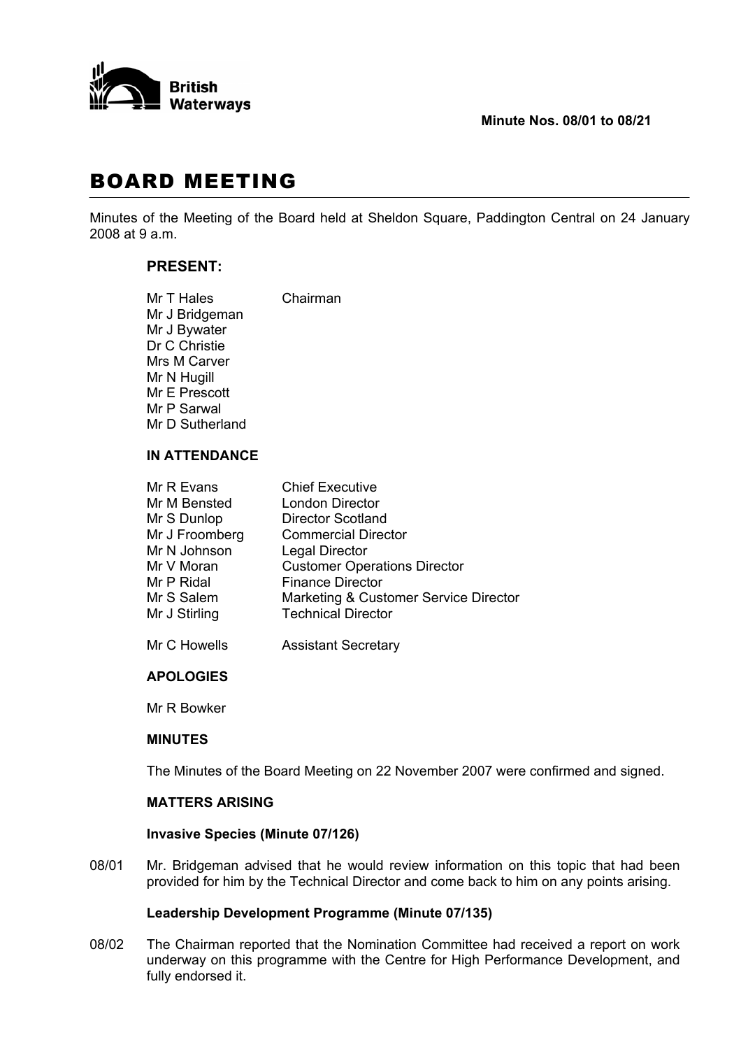British Waterways

**Minute Nos. 08/01 to 08/21**

# BOARD MEETING

Minutes of the Meeting of the Board held at Sheldon Square, Paddington Central on 24 January 2008 at 9 a.m.

## PRESENT:

Mr T Hales — Chairman
Mr J Bridgeman
Mr J Bywater
Dr C Christie
Mrs M Carver
Mr N Hugill
Mr E Prescott
Mr P Sarwal
Mr D Sutherland

### IN ATTENDANCE

| | |
|---|---|
| Mr R Evans | Chief Executive |
| Mr M Bensted | London Director |
| Mr S Dunlop | Director Scotland |
| Mr J Froomberg | Commercial Director |
| Mr N Johnson | Legal Director |
| Mr V Moran | Customer Operations Director |
| Mr P Ridal | Finance Director |
| Mr S Salem | Marketing & Customer Service Director |
| Mr J Stirling | Technical Director |
| Mr C Howells | Assistant Secretary |

### APOLOGIES

Mr R Bowker

### MINUTES

The Minutes of the Board Meeting on 22 November 2007 were confirmed and signed.

### MATTERS ARISING

**Invasive Species (Minute 07/126)**

08/01 Mr. Bridgeman advised that he would review information on this topic that had been provided for him by the Technical Director and come back to him on any points arising.

**Leadership Development Programme (Minute 07/135)**

08/02 The Chairman reported that the Nomination Committee had received a report on work underway on this programme with the Centre for High Performance Development, and fully endorsed it.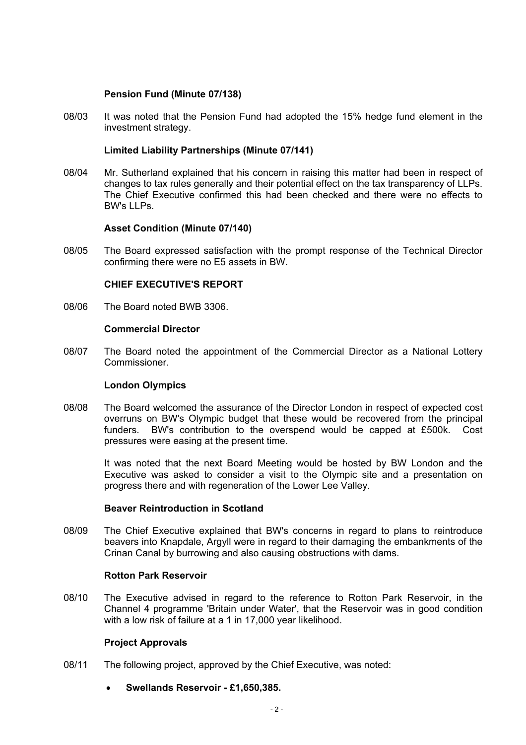**Pension Fund (Minute 07/138)**

08/03 It was noted that the Pension Fund had adopted the 15% hedge fund element in the investment strategy.

**Limited Liability Partnerships (Minute 07/141)**

08/04 Mr. Sutherland explained that his concern in raising this matter had been in respect of changes to tax rules generally and their potential effect on the tax transparency of LLPs. The Chief Executive confirmed this had been checked and there were no effects to BW's LLPs.

**Asset Condition (Minute 07/140)**

08/05 The Board expressed satisfaction with the prompt response of the Technical Director confirming there were no E5 assets in BW.

**CHIEF EXECUTIVE'S REPORT**

08/06 The Board noted BWB 3306.

**Commercial Director**

08/07 The Board noted the appointment of the Commercial Director as a National Lottery Commissioner.

**London Olympics**

08/08 The Board welcomed the assurance of the Director London in respect of expected cost overruns on BW's Olympic budget that these would be recovered from the principal funders. BW's contribution to the overspend would be capped at £500k. Cost pressures were easing at the present time.

It was noted that the next Board Meeting would be hosted by BW London and the Executive was asked to consider a visit to the Olympic site and a presentation on progress there and with regeneration of the Lower Lee Valley.

**Beaver Reintroduction in Scotland**

08/09 The Chief Executive explained that BW's concerns in regard to plans to reintroduce beavers into Knapdale, Argyll were in regard to their damaging the embankments of the Crinan Canal by burrowing and also causing obstructions with dams.

**Rotton Park Reservoir**

08/10 The Executive advised in regard to the reference to Rotton Park Reservoir, in the Channel 4 programme 'Britain under Water', that the Reservoir was in good condition with a low risk of failure at a 1 in 17,000 year likelihood.

**Project Approvals**

08/11 The following project, approved by the Chief Executive, was noted:

- **Swellands Reservoir - £1,650,385.**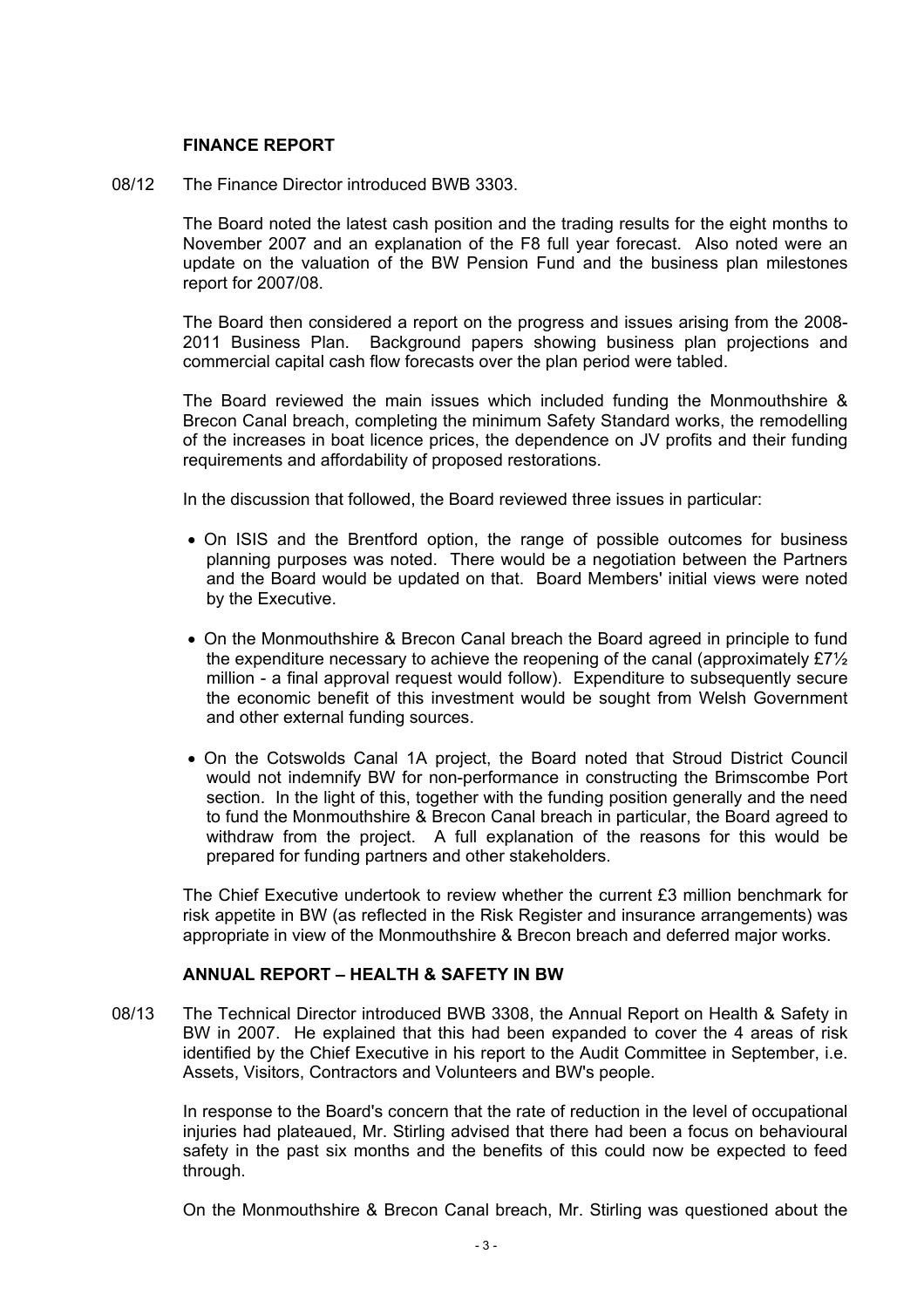## FINANCE REPORT

08/12 The Finance Director introduced BWB 3303.

The Board noted the latest cash position and the trading results for the eight months to November 2007 and an explanation of the F8 full year forecast. Also noted were an update on the valuation of the BW Pension Fund and the business plan milestones report for 2007/08.

The Board then considered a report on the progress and issues arising from the 2008-2011 Business Plan. Background papers showing business plan projections and commercial capital cash flow forecasts over the plan period were tabled.

The Board reviewed the main issues which included funding the Monmouthshire & Brecon Canal breach, completing the minimum Safety Standard works, the remodelling of the increases in boat licence prices, the dependence on JV profits and their funding requirements and affordability of proposed restorations.

In the discussion that followed, the Board reviewed three issues in particular:

- On ISIS and the Brentford option, the range of possible outcomes for business planning purposes was noted. There would be a negotiation between the Partners and the Board would be updated on that. Board Members' initial views were noted by the Executive.
- On the Monmouthshire & Brecon Canal breach the Board agreed in principle to fund the expenditure necessary to achieve the reopening of the canal (approximately £7½ million - a final approval request would follow). Expenditure to subsequently secure the economic benefit of this investment would be sought from Welsh Government and other external funding sources.
- On the Cotswolds Canal 1A project, the Board noted that Stroud District Council would not indemnify BW for non-performance in constructing the Brimscombe Port section. In the light of this, together with the funding position generally and the need to fund the Monmouthshire & Brecon Canal breach in particular, the Board agreed to withdraw from the project. A full explanation of the reasons for this would be prepared for funding partners and other stakeholders.

The Chief Executive undertook to review whether the current £3 million benchmark for risk appetite in BW (as reflected in the Risk Register and insurance arrangements) was appropriate in view of the Monmouthshire & Brecon breach and deferred major works.

## ANNUAL REPORT – HEALTH & SAFETY IN BW

08/13 The Technical Director introduced BWB 3308, the Annual Report on Health & Safety in BW in 2007. He explained that this had been expanded to cover the 4 areas of risk identified by the Chief Executive in his report to the Audit Committee in September, i.e. Assets, Visitors, Contractors and Volunteers and BW's people.

In response to the Board's concern that the rate of reduction in the level of occupational injuries had plateaued, Mr. Stirling advised that there had been a focus on behavioural safety in the past six months and the benefits of this could now be expected to feed through.

On the Monmouthshire & Brecon Canal breach, Mr. Stirling was questioned about the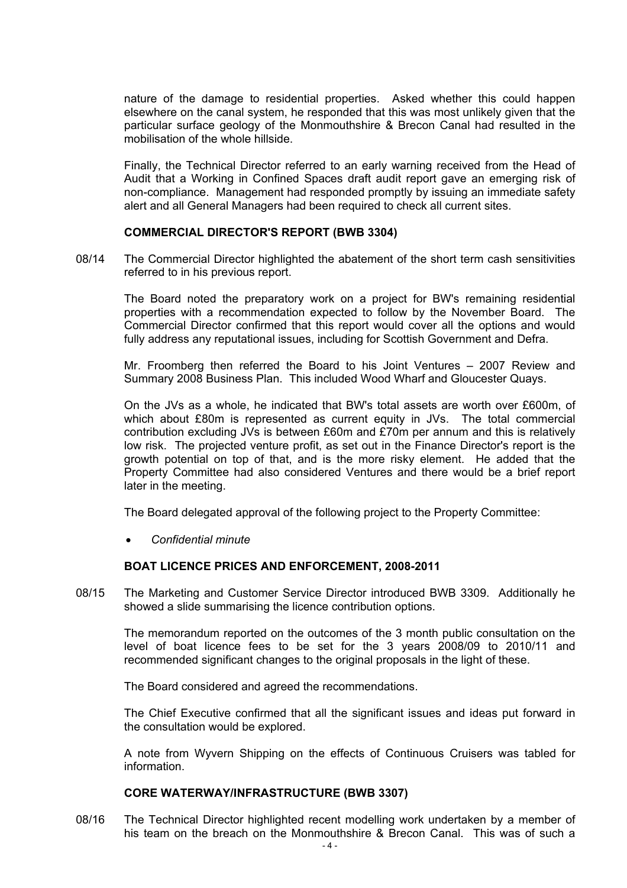nature of the damage to residential properties. Asked whether this could happen elsewhere on the canal system, he responded that this was most unlikely given that the particular surface geology of the Monmouthshire & Brecon Canal had resulted in the mobilisation of the whole hillside.

Finally, the Technical Director referred to an early warning received from the Head of Audit that a Working in Confined Spaces draft audit report gave an emerging risk of non-compliance. Management had responded promptly by issuing an immediate safety alert and all General Managers had been required to check all current sites.

**COMMERCIAL DIRECTOR'S REPORT (BWB 3304)**

08/14 The Commercial Director highlighted the abatement of the short term cash sensitivities referred to in his previous report.

The Board noted the preparatory work on a project for BW's remaining residential properties with a recommendation expected to follow by the November Board. The Commercial Director confirmed that this report would cover all the options and would fully address any reputational issues, including for Scottish Government and Defra.

Mr. Froomberg then referred the Board to his Joint Ventures – 2007 Review and Summary 2008 Business Plan. This included Wood Wharf and Gloucester Quays.

On the JVs as a whole, he indicated that BW's total assets are worth over £600m, of which about £80m is represented as current equity in JVs. The total commercial contribution excluding JVs is between £60m and £70m per annum and this is relatively low risk. The projected venture profit, as set out in the Finance Director's report is the growth potential on top of that, and is the more risky element. He added that the Property Committee had also considered Ventures and there would be a brief report later in the meeting.

The Board delegated approval of the following project to the Property Committee:

- *Confidential minute*

**BOAT LICENCE PRICES AND ENFORCEMENT, 2008-2011**

08/15 The Marketing and Customer Service Director introduced BWB 3309. Additionally he showed a slide summarising the licence contribution options.

The memorandum reported on the outcomes of the 3 month public consultation on the level of boat licence fees to be set for the 3 years 2008/09 to 2010/11 and recommended significant changes to the original proposals in the light of these.

The Board considered and agreed the recommendations.

The Chief Executive confirmed that all the significant issues and ideas put forward in the consultation would be explored.

A note from Wyvern Shipping on the effects of Continuous Cruisers was tabled for information.

**CORE WATERWAY/INFRASTRUCTURE (BWB 3307)**

08/16 The Technical Director highlighted recent modelling work undertaken by a member of his team on the breach on the Monmouthshire & Brecon Canal. This was of such a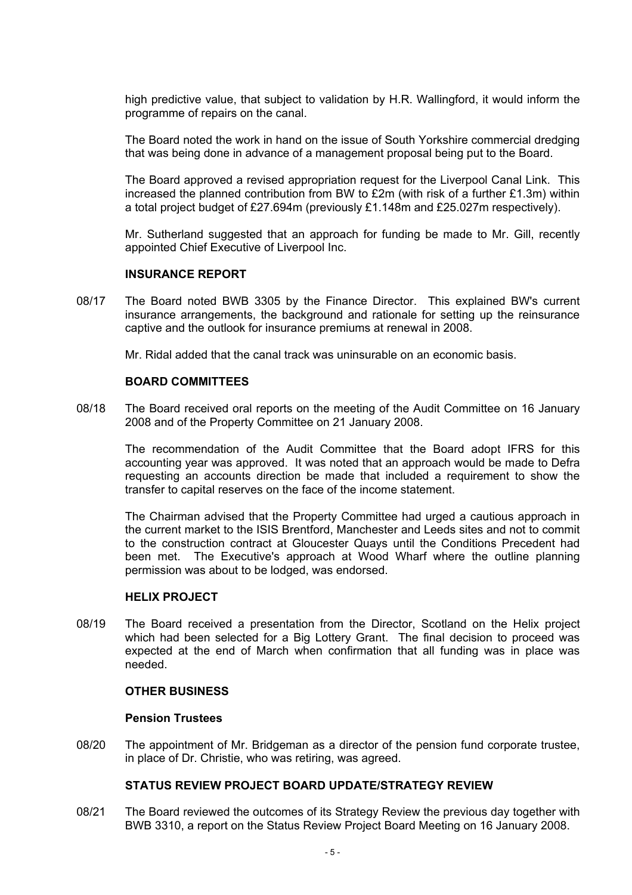high predictive value, that subject to validation by H.R. Wallingford, it would inform the programme of repairs on the canal.

The Board noted the work in hand on the issue of South Yorkshire commercial dredging that was being done in advance of a management proposal being put to the Board.

The Board approved a revised appropriation request for the Liverpool Canal Link. This increased the planned contribution from BW to £2m (with risk of a further £1.3m) within a total project budget of £27.694m (previously £1.148m and £25.027m respectively).

Mr. Sutherland suggested that an approach for funding be made to Mr. Gill, recently appointed Chief Executive of Liverpool Inc.

### INSURANCE REPORT

08/17 The Board noted BWB 3305 by the Finance Director. This explained BW's current insurance arrangements, the background and rationale for setting up the reinsurance captive and the outlook for insurance premiums at renewal in 2008.

Mr. Ridal added that the canal track was uninsurable on an economic basis.

### BOARD COMMITTEES

08/18 The Board received oral reports on the meeting of the Audit Committee on 16 January 2008 and of the Property Committee on 21 January 2008.

The recommendation of the Audit Committee that the Board adopt IFRS for this accounting year was approved. It was noted that an approach would be made to Defra requesting an accounts direction be made that included a requirement to show the transfer to capital reserves on the face of the income statement.

The Chairman advised that the Property Committee had urged a cautious approach in the current market to the ISIS Brentford, Manchester and Leeds sites and not to commit to the construction contract at Gloucester Quays until the Conditions Precedent had been met. The Executive's approach at Wood Wharf where the outline planning permission was about to be lodged, was endorsed.

### HELIX PROJECT

08/19 The Board received a presentation from the Director, Scotland on the Helix project which had been selected for a Big Lottery Grant. The final decision to proceed was expected at the end of March when confirmation that all funding was in place was needed.

### OTHER BUSINESS

#### Pension Trustees

08/20 The appointment of Mr. Bridgeman as a director of the pension fund corporate trustee, in place of Dr. Christie, who was retiring, was agreed.

### STATUS REVIEW PROJECT BOARD UPDATE/STRATEGY REVIEW

08/21 The Board reviewed the outcomes of its Strategy Review the previous day together with BWB 3310, a report on the Status Review Project Board Meeting on 16 January 2008.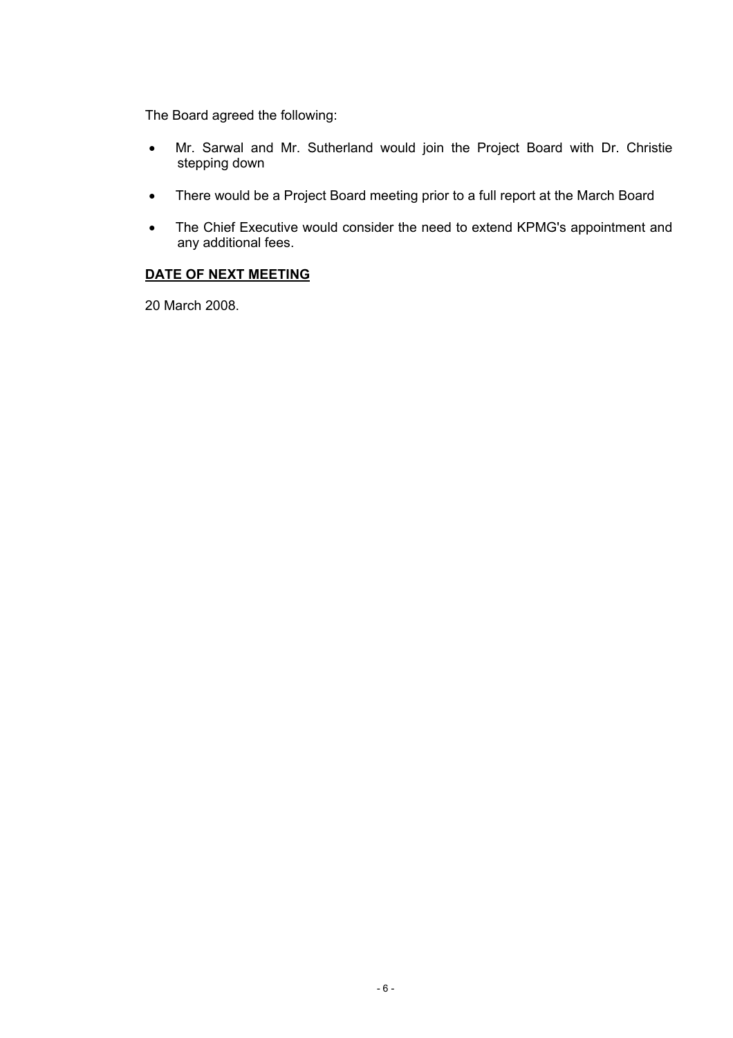The Board agreed the following:

- Mr. Sarwal and Mr. Sutherland would join the Project Board with Dr. Christie stepping down
- There would be a Project Board meeting prior to a full report at the March Board
- The Chief Executive would consider the need to extend KPMG's appointment and any additional fees.

## **DATE OF NEXT MEETING**

20 March 2008.